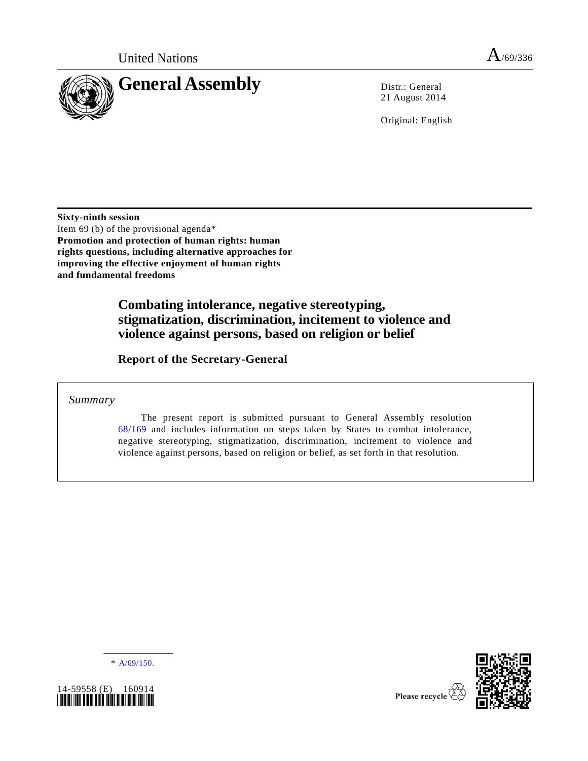United Nations A/69/336

# General Assembly

Distr.: General
21 August 2014

Original: English

**Sixty-ninth session**
Item 69 (b) of the provisional agenda*
**Promotion and protection of human rights: human rights questions, including alternative approaches for improving the effective enjoyment of human rights and fundamental freedoms**

## Combating intolerance, negative stereotyping, stigmatization, discrimination, incitement to violence and violence against persons, based on religion or belief

### Report of the Secretary-General

*Summary*

The present report is submitted pursuant to General Assembly resolution 68/169 and includes information on steps taken by States to combat intolerance, negative stereotyping, stigmatization, discrimination, incitement to violence and violence against persons, based on religion or belief, as set forth in that resolution.

---

\* A/69/150.

14-59558 (E) 160914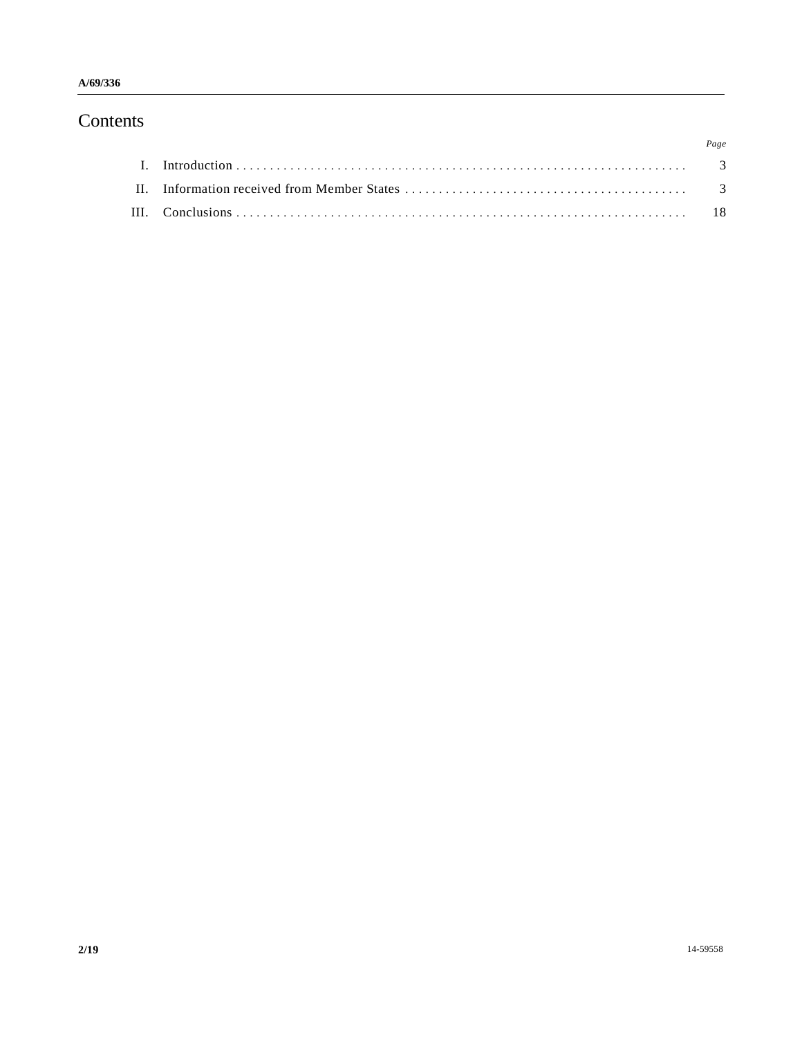# Contents

| | | *Page* |
|---|---|---|
| I. | Introduction | 3 |
| II. | Information received from Member States | 3 |
| III. | Conclusions | 18 |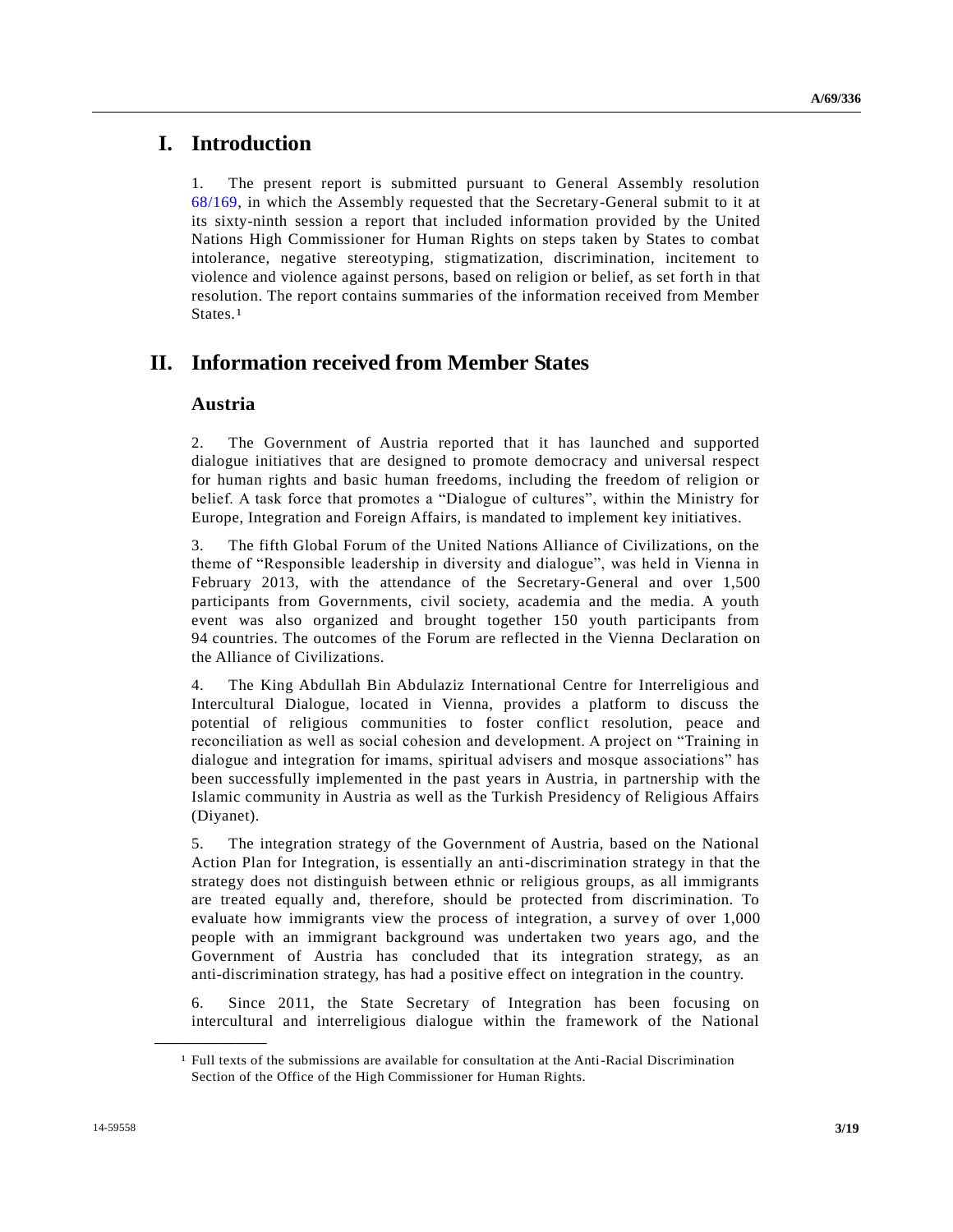# I. Introduction

1. The present report is submitted pursuant to General Assembly resolution 68/169, in which the Assembly requested that the Secretary-General submit to it at its sixty-ninth session a report that included information provided by the United Nations High Commissioner for Human Rights on steps taken by States to combat intolerance, negative stereotyping, stigmatization, discrimination, incitement to violence and violence against persons, based on religion or belief, as set forth in that resolution. The report contains summaries of the information received from Member States.[1]

# II. Information received from Member States

## Austria

2. The Government of Austria reported that it has launched and supported dialogue initiatives that are designed to promote democracy and universal respect for human rights and basic human freedoms, including the freedom of religion or belief. A task force that promotes a "Dialogue of cultures", within the Ministry for Europe, Integration and Foreign Affairs, is mandated to implement key initiatives.

3. The fifth Global Forum of the United Nations Alliance of Civilizations, on the theme of "Responsible leadership in diversity and dialogue", was held in Vienna in February 2013, with the attendance of the Secretary-General and over 1,500 participants from Governments, civil society, academia and the media. A youth event was also organized and brought together 150 youth participants from 94 countries. The outcomes of the Forum are reflected in the Vienna Declaration on the Alliance of Civilizations.

4. The King Abdullah Bin Abdulaziz International Centre for Interreligious and Intercultural Dialogue, located in Vienna, provides a platform to discuss the potential of religious communities to foster conflict resolution, peace and reconciliation as well as social cohesion and development. A project on "Training in dialogue and integration for imams, spiritual advisers and mosque associations" has been successfully implemented in the past years in Austria, in partnership with the Islamic community in Austria as well as the Turkish Presidency of Religious Affairs (Diyanet).

5. The integration strategy of the Government of Austria, based on the National Action Plan for Integration, is essentially an anti-discrimination strategy in that the strategy does not distinguish between ethnic or religious groups, as all immigrants are treated equally and, therefore, should be protected from discrimination. To evaluate how immigrants view the process of integration, a survey of over 1,000 people with an immigrant background was undertaken two years ago, and the Government of Austria has concluded that its integration strategy, as an anti-discrimination strategy, has had a positive effect on integration in the country.

6. Since 2011, the State Secretary of Integration has been focusing on intercultural and interreligious dialogue within the framework of the National

---

[1] Full texts of the submissions are available for consultation at the Anti-Racial Discrimination Section of the Office of the High Commissioner for Human Rights.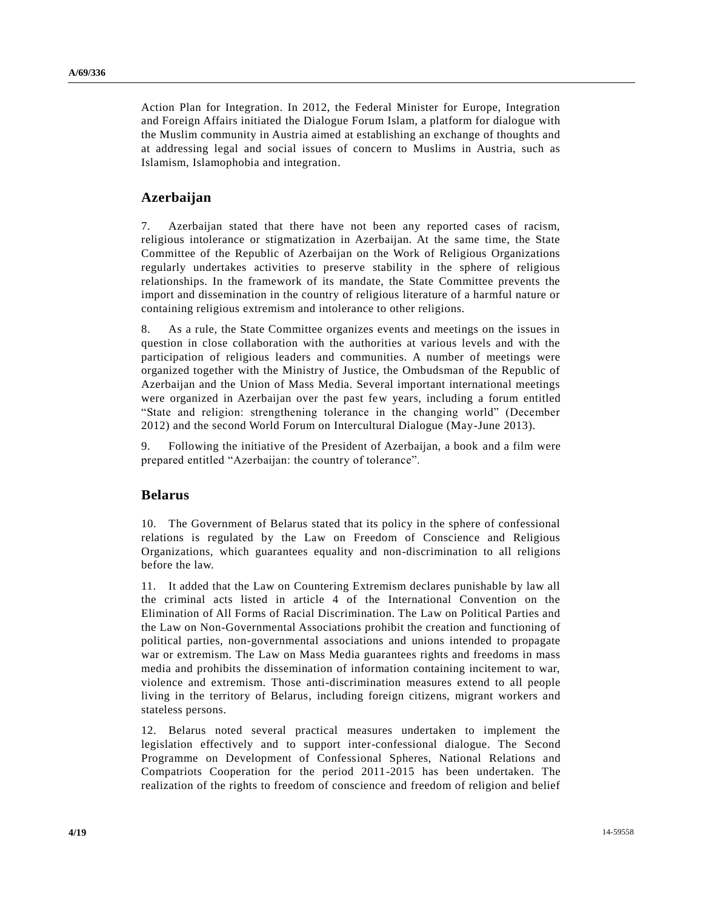Action Plan for Integration. In 2012, the Federal Minister for Europe, Integration and Foreign Affairs initiated the Dialogue Forum Islam, a platform for dialogue with the Muslim community in Austria aimed at establishing an exchange of thoughts and at addressing legal and social issues of concern to Muslims in Austria, such as Islamism, Islamophobia and integration.

## Azerbaijan

7. Azerbaijan stated that there have not been any reported cases of racism, religious intolerance or stigmatization in Azerbaijan. At the same time, the State Committee of the Republic of Azerbaijan on the Work of Religious Organizations regularly undertakes activities to preserve stability in the sphere of religious relationships. In the framework of its mandate, the State Committee prevents the import and dissemination in the country of religious literature of a harmful nature or containing religious extremism and intolerance to other religions.

8. As a rule, the State Committee organizes events and meetings on the issues in question in close collaboration with the authorities at various levels and with the participation of religious leaders and communities. A number of meetings were organized together with the Ministry of Justice, the Ombudsman of the Republic of Azerbaijan and the Union of Mass Media. Several important international meetings were organized in Azerbaijan over the past few years, including a forum entitled "State and religion: strengthening tolerance in the changing world" (December 2012) and the second World Forum on Intercultural Dialogue (May-June 2013).

9. Following the initiative of the President of Azerbaijan, a book and a film were prepared entitled "Azerbaijan: the country of tolerance".

## Belarus

10. The Government of Belarus stated that its policy in the sphere of confessional relations is regulated by the Law on Freedom of Conscience and Religious Organizations, which guarantees equality and non-discrimination to all religions before the law.

11. It added that the Law on Countering Extremism declares punishable by law all the criminal acts listed in article 4 of the International Convention on the Elimination of All Forms of Racial Discrimination. The Law on Political Parties and the Law on Non-Governmental Associations prohibit the creation and functioning of political parties, non-governmental associations and unions intended to propagate war or extremism. The Law on Mass Media guarantees rights and freedoms in mass media and prohibits the dissemination of information containing incitement to war, violence and extremism. Those anti-discrimination measures extend to all people living in the territory of Belarus, including foreign citizens, migrant workers and stateless persons.

12. Belarus noted several practical measures undertaken to implement the legislation effectively and to support inter-confessional dialogue. The Second Programme on Development of Confessional Spheres, National Relations and Compatriots Cooperation for the period 2011-2015 has been undertaken. The realization of the rights to freedom of conscience and freedom of religion and belief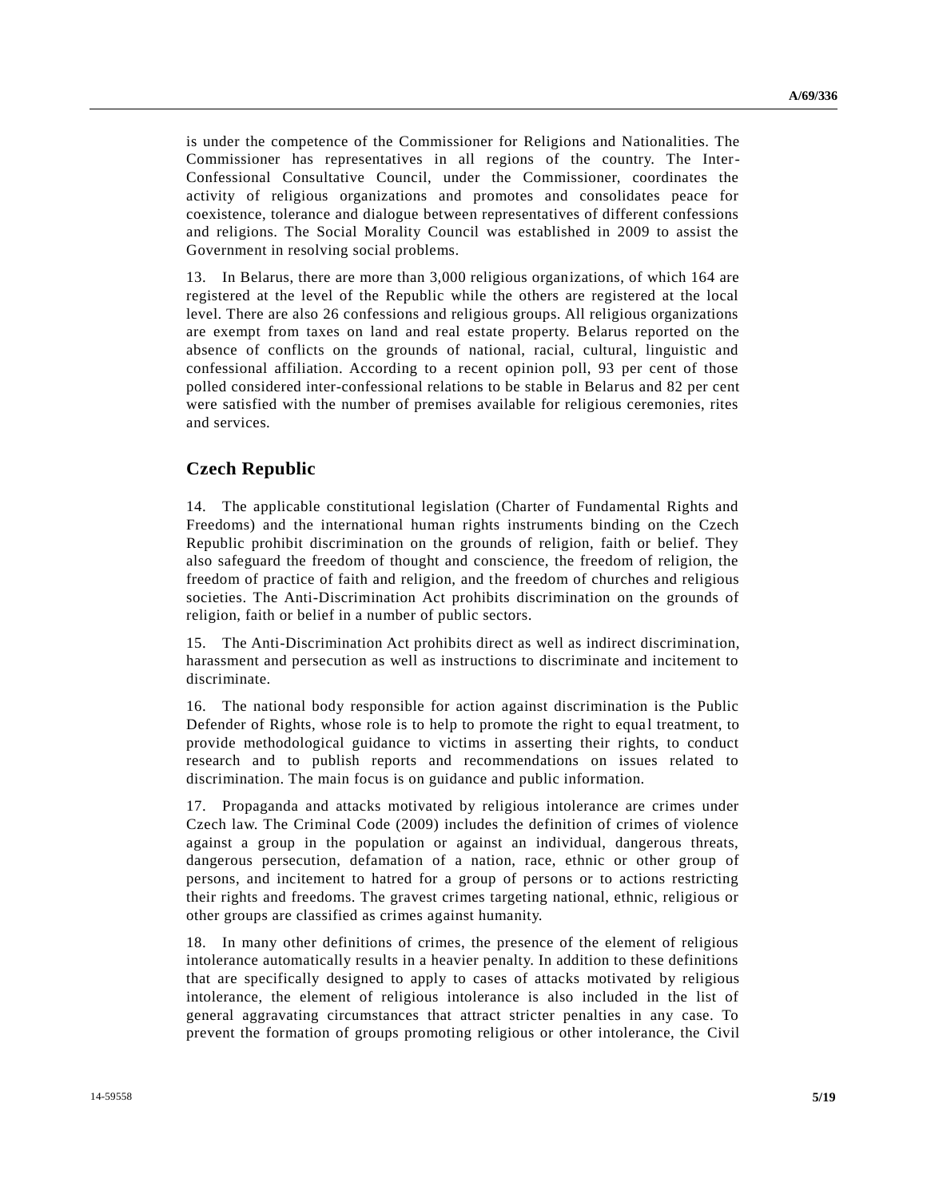is under the competence of the Commissioner for Religions and Nationalities. The Commissioner has representatives in all regions of the country. The Inter-Confessional Consultative Council, under the Commissioner, coordinates the activity of religious organizations and promotes and consolidates peace for coexistence, tolerance and dialogue between representatives of different confessions and religions. The Social Morality Council was established in 2009 to assist the Government in resolving social problems.

13. In Belarus, there are more than 3,000 religious organizations, of which 164 are registered at the level of the Republic while the others are registered at the local level. There are also 26 confessions and religious groups. All religious organizations are exempt from taxes on land and real estate property. Belarus reported on the absence of conflicts on the grounds of national, racial, cultural, linguistic and confessional affiliation. According to a recent opinion poll, 93 per cent of those polled considered inter-confessional relations to be stable in Belarus and 82 per cent were satisfied with the number of premises available for religious ceremonies, rites and services.

## Czech Republic

14. The applicable constitutional legislation (Charter of Fundamental Rights and Freedoms) and the international human rights instruments binding on the Czech Republic prohibit discrimination on the grounds of religion, faith or belief. They also safeguard the freedom of thought and conscience, the freedom of religion, the freedom of practice of faith and religion, and the freedom of churches and religious societies. The Anti-Discrimination Act prohibits discrimination on the grounds of religion, faith or belief in a number of public sectors.

15. The Anti-Discrimination Act prohibits direct as well as indirect discrimination, harassment and persecution as well as instructions to discriminate and incitement to discriminate.

16. The national body responsible for action against discrimination is the Public Defender of Rights, whose role is to help to promote the right to equal treatment, to provide methodological guidance to victims in asserting their rights, to conduct research and to publish reports and recommendations on issues related to discrimination. The main focus is on guidance and public information.

17. Propaganda and attacks motivated by religious intolerance are crimes under Czech law. The Criminal Code (2009) includes the definition of crimes of violence against a group in the population or against an individual, dangerous threats, dangerous persecution, defamation of a nation, race, ethnic or other group of persons, and incitement to hatred for a group of persons or to actions restricting their rights and freedoms. The gravest crimes targeting national, ethnic, religious or other groups are classified as crimes against humanity.

18. In many other definitions of crimes, the presence of the element of religious intolerance automatically results in a heavier penalty. In addition to these definitions that are specifically designed to apply to cases of attacks motivated by religious intolerance, the element of religious intolerance is also included in the list of general aggravating circumstances that attract stricter penalties in any case. To prevent the formation of groups promoting religious or other intolerance, the Civil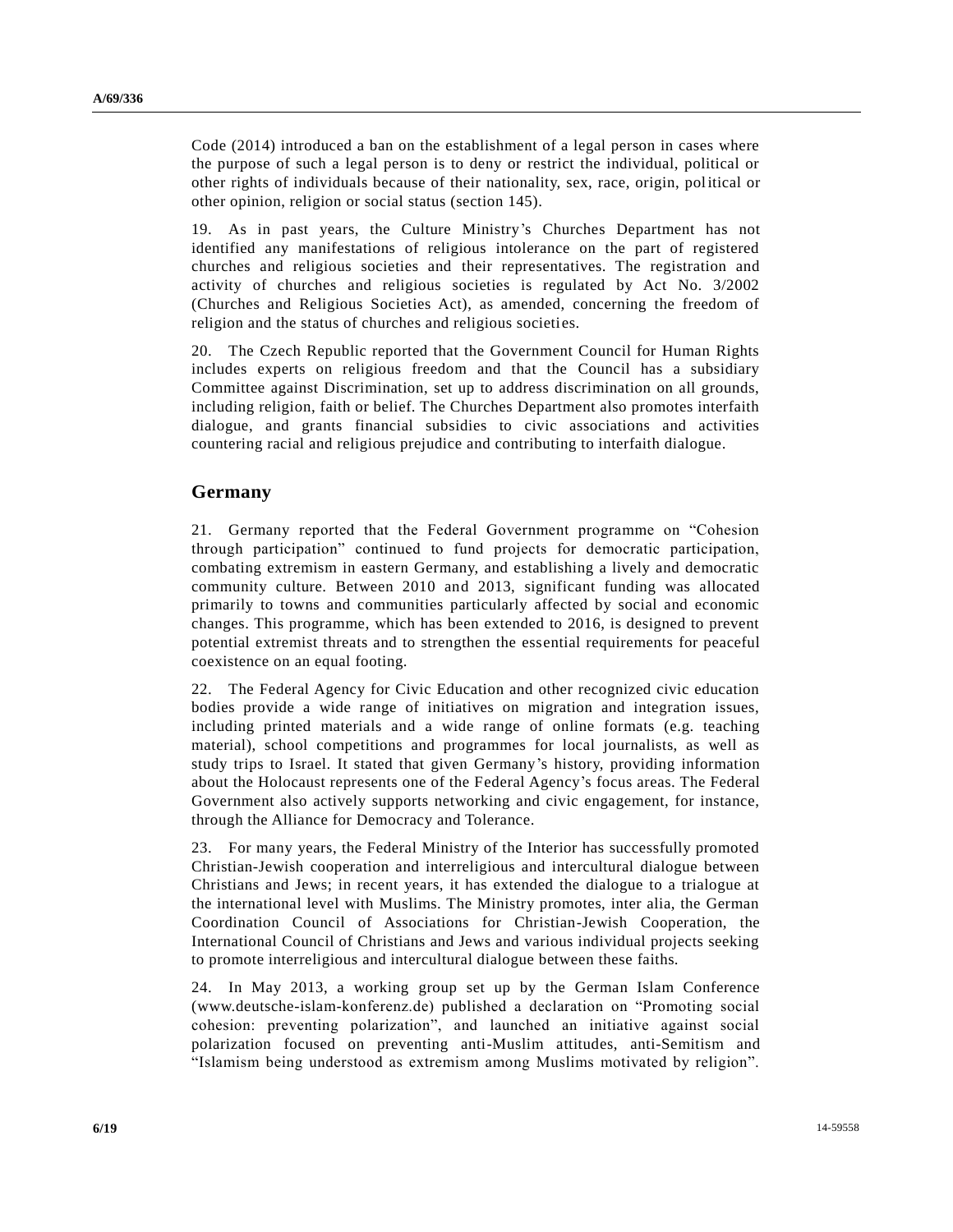Code (2014) introduced a ban on the establishment of a legal person in cases where the purpose of such a legal person is to deny or restrict the individual, political or other rights of individuals because of their nationality, sex, race, origin, political or other opinion, religion or social status (section 145).

19. As in past years, the Culture Ministry's Churches Department has not identified any manifestations of religious intolerance on the part of registered churches and religious societies and their representatives. The registration and activity of churches and religious societies is regulated by Act No. 3/2002 (Churches and Religious Societies Act), as amended, concerning the freedom of religion and the status of churches and religious societies.

20. The Czech Republic reported that the Government Council for Human Rights includes experts on religious freedom and that the Council has a subsidiary Committee against Discrimination, set up to address discrimination on all grounds, including religion, faith or belief. The Churches Department also promotes interfaith dialogue, and grants financial subsidies to civic associations and activities countering racial and religious prejudice and contributing to interfaith dialogue.

## Germany

21. Germany reported that the Federal Government programme on "Cohesion through participation" continued to fund projects for democratic participation, combating extremism in eastern Germany, and establishing a lively and democratic community culture. Between 2010 and 2013, significant funding was allocated primarily to towns and communities particularly affected by social and economic changes. This programme, which has been extended to 2016, is designed to prevent potential extremist threats and to strengthen the essential requirements for peaceful coexistence on an equal footing.

22. The Federal Agency for Civic Education and other recognized civic education bodies provide a wide range of initiatives on migration and integration issues, including printed materials and a wide range of online formats (e.g. teaching material), school competitions and programmes for local journalists, as well as study trips to Israel. It stated that given Germany's history, providing information about the Holocaust represents one of the Federal Agency's focus areas. The Federal Government also actively supports networking and civic engagement, for instance, through the Alliance for Democracy and Tolerance.

23. For many years, the Federal Ministry of the Interior has successfully promoted Christian-Jewish cooperation and interreligious and intercultural dialogue between Christians and Jews; in recent years, it has extended the dialogue to a trialogue at the international level with Muslims. The Ministry promotes, inter alia, the German Coordination Council of Associations for Christian-Jewish Cooperation, the International Council of Christians and Jews and various individual projects seeking to promote interreligious and intercultural dialogue between these faiths.

24. In May 2013, a working group set up by the German Islam Conference (www.deutsche-islam-konferenz.de) published a declaration on "Promoting social cohesion: preventing polarization", and launched an initiative against social polarization focused on preventing anti-Muslim attitudes, anti-Semitism and "Islamism being understood as extremism among Muslims motivated by religion".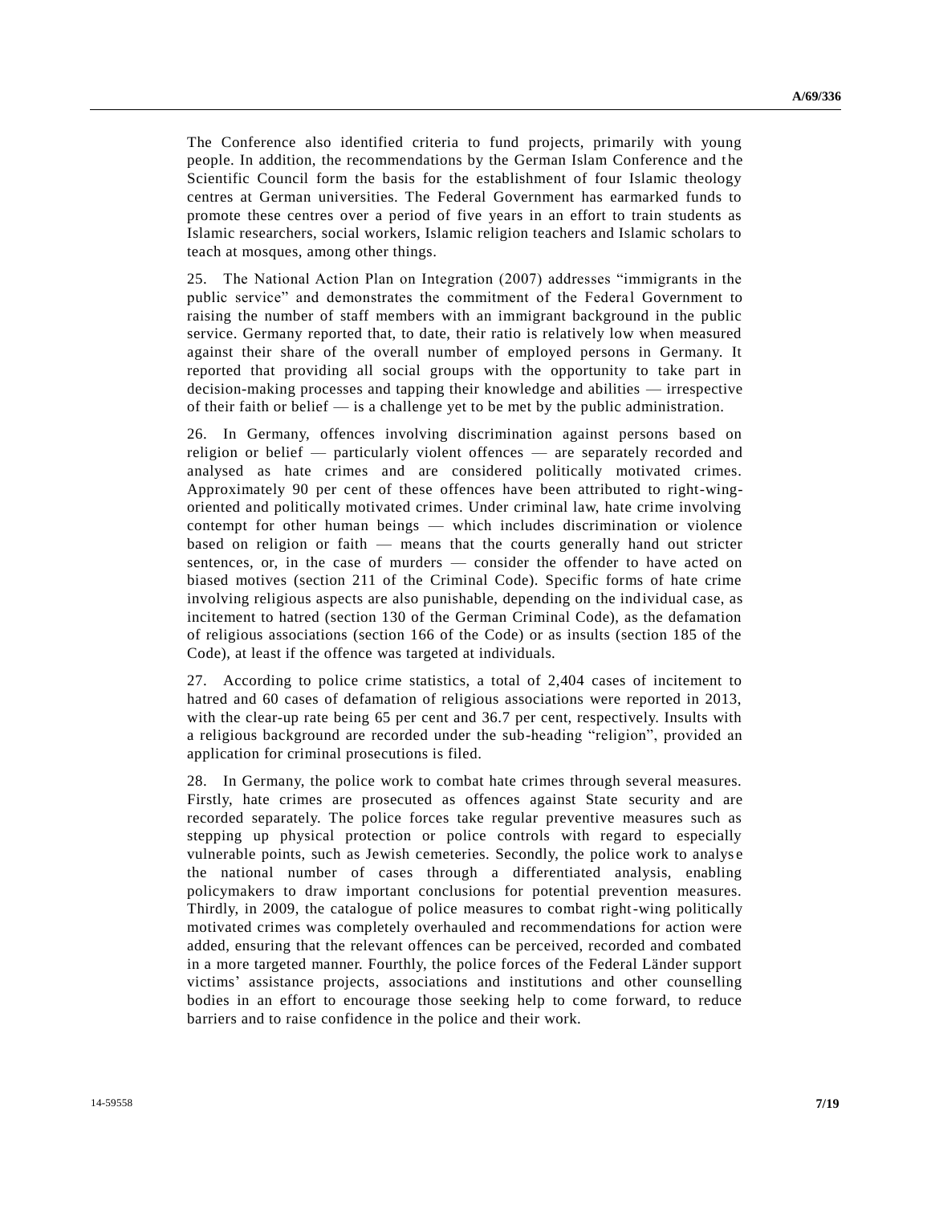The Conference also identified criteria to fund projects, primarily with young people. In addition, the recommendations by the German Islam Conference and the Scientific Council form the basis for the establishment of four Islamic theology centres at German universities. The Federal Government has earmarked funds to promote these centres over a period of five years in an effort to train students as Islamic researchers, social workers, Islamic religion teachers and Islamic scholars to teach at mosques, among other things.

25. The National Action Plan on Integration (2007) addresses "immigrants in the public service" and demonstrates the commitment of the Federal Government to raising the number of staff members with an immigrant background in the public service. Germany reported that, to date, their ratio is relatively low when measured against their share of the overall number of employed persons in Germany. It reported that providing all social groups with the opportunity to take part in decision-making processes and tapping their knowledge and abilities — irrespective of their faith or belief — is a challenge yet to be met by the public administration.

26. In Germany, offences involving discrimination against persons based on religion or belief — particularly violent offences — are separately recorded and analysed as hate crimes and are considered politically motivated crimes. Approximately 90 per cent of these offences have been attributed to right-wing-oriented and politically motivated crimes. Under criminal law, hate crime involving contempt for other human beings — which includes discrimination or violence based on religion or faith — means that the courts generally hand out stricter sentences, or, in the case of murders — consider the offender to have acted on biased motives (section 211 of the Criminal Code). Specific forms of hate crime involving religious aspects are also punishable, depending on the individual case, as incitement to hatred (section 130 of the German Criminal Code), as the defamation of religious associations (section 166 of the Code) or as insults (section 185 of the Code), at least if the offence was targeted at individuals.

27. According to police crime statistics, a total of 2,404 cases of incitement to hatred and 60 cases of defamation of religious associations were reported in 2013, with the clear-up rate being 65 per cent and 36.7 per cent, respectively. Insults with a religious background are recorded under the sub-heading "religion", provided an application for criminal prosecutions is filed.

28. In Germany, the police work to combat hate crimes through several measures. Firstly, hate crimes are prosecuted as offences against State security and are recorded separately. The police forces take regular preventive measures such as stepping up physical protection or police controls with regard to especially vulnerable points, such as Jewish cemeteries. Secondly, the police work to analyse the national number of cases through a differentiated analysis, enabling policymakers to draw important conclusions for potential prevention measures. Thirdly, in 2009, the catalogue of police measures to combat right-wing politically motivated crimes was completely overhauled and recommendations for action were added, ensuring that the relevant offences can be perceived, recorded and combated in a more targeted manner. Fourthly, the police forces of the Federal Länder support victims' assistance projects, associations and institutions and other counselling bodies in an effort to encourage those seeking help to come forward, to reduce barriers and to raise confidence in the police and their work.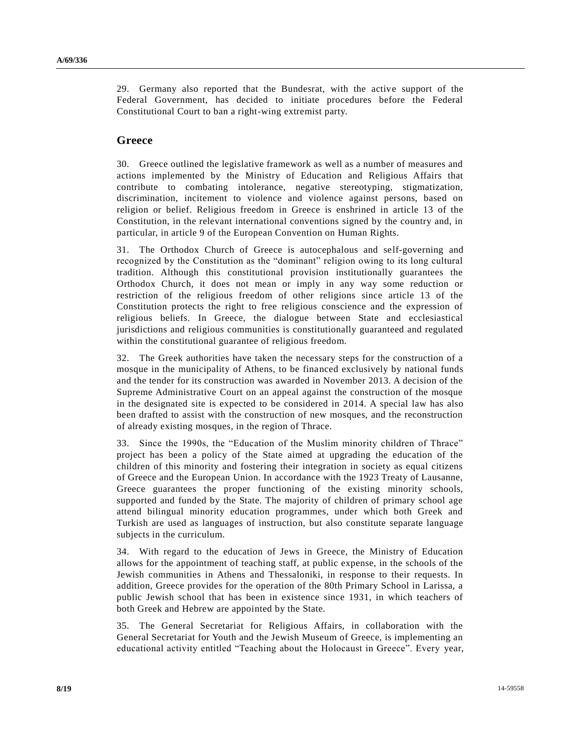29. Germany also reported that the Bundesrat, with the active support of the Federal Government, has decided to initiate procedures before the Federal Constitutional Court to ban a right-wing extremist party.

## Greece

30. Greece outlined the legislative framework as well as a number of measures and actions implemented by the Ministry of Education and Religious Affairs that contribute to combating intolerance, negative stereotyping, stigmatization, discrimination, incitement to violence and violence against persons, based on religion or belief. Religious freedom in Greece is enshrined in article 13 of the Constitution, in the relevant international conventions signed by the country and, in particular, in article 9 of the European Convention on Human Rights.

31. The Orthodox Church of Greece is autocephalous and self-governing and recognized by the Constitution as the "dominant" religion owing to its long cultural tradition. Although this constitutional provision institutionally guarantees the Orthodox Church, it does not mean or imply in any way some reduction or restriction of the religious freedom of other religions since article 13 of the Constitution protects the right to free religious conscience and the expression of religious beliefs. In Greece, the dialogue between State and ecclesiastical jurisdictions and religious communities is constitutionally guaranteed and regulated within the constitutional guarantee of religious freedom.

32. The Greek authorities have taken the necessary steps for the construction of a mosque in the municipality of Athens, to be financed exclusively by national funds and the tender for its construction was awarded in November 2013. A decision of the Supreme Administrative Court on an appeal against the construction of the mosque in the designated site is expected to be considered in 2014. A special law has also been drafted to assist with the construction of new mosques, and the reconstruction of already existing mosques, in the region of Thrace.

33. Since the 1990s, the "Education of the Muslim minority children of Thrace" project has been a policy of the State aimed at upgrading the education of the children of this minority and fostering their integration in society as equal citizens of Greece and the European Union. In accordance with the 1923 Treaty of Lausanne, Greece guarantees the proper functioning of the existing minority schools, supported and funded by the State. The majority of children of primary school age attend bilingual minority education programmes, under which both Greek and Turkish are used as languages of instruction, but also constitute separate language subjects in the curriculum.

34. With regard to the education of Jews in Greece, the Ministry of Education allows for the appointment of teaching staff, at public expense, in the schools of the Jewish communities in Athens and Thessaloniki, in response to their requests. In addition, Greece provides for the operation of the 80th Primary School in Larissa, a public Jewish school that has been in existence since 1931, in which teachers of both Greek and Hebrew are appointed by the State.

35. The General Secretariat for Religious Affairs, in collaboration with the General Secretariat for Youth and the Jewish Museum of Greece, is implementing an educational activity entitled "Teaching about the Holocaust in Greece". Every year,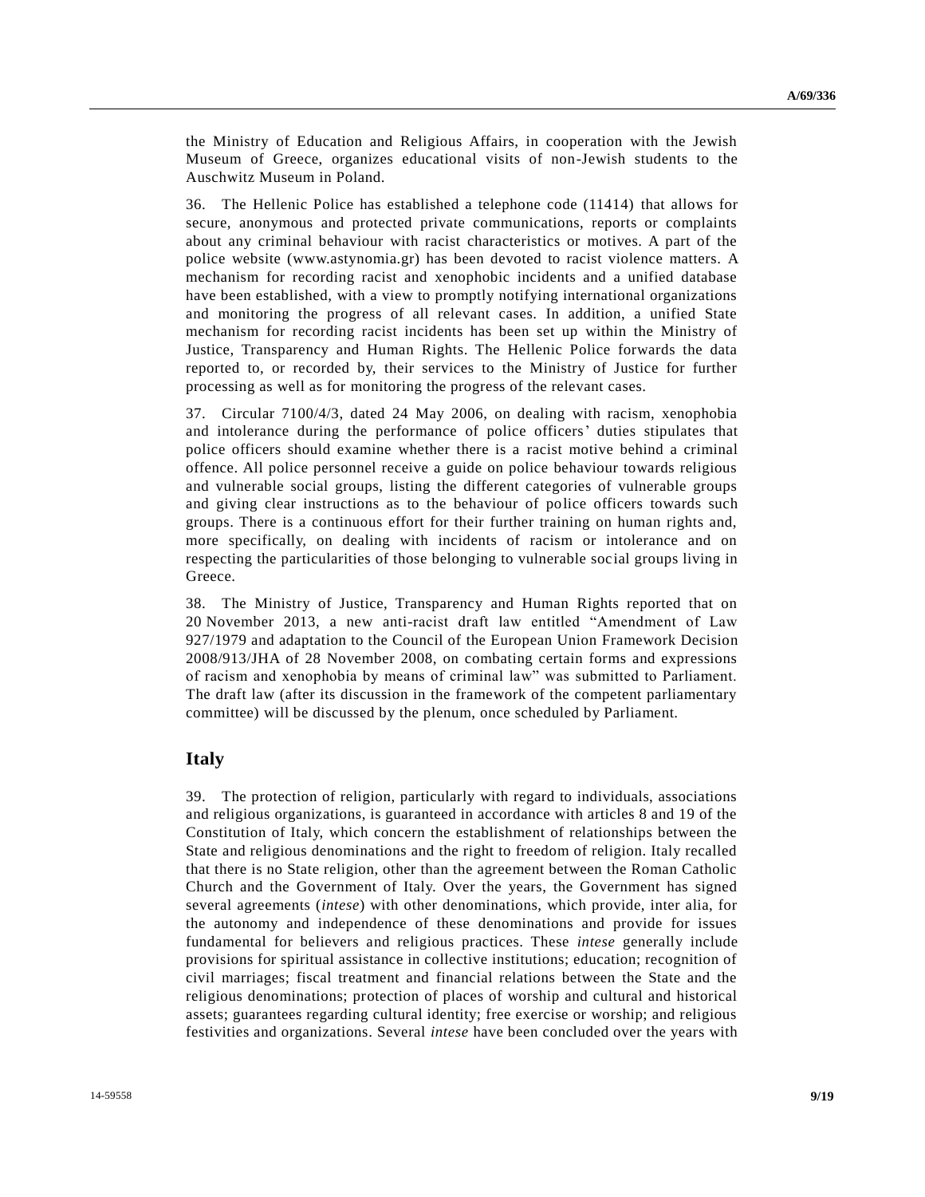the Ministry of Education and Religious Affairs, in cooperation with the Jewish Museum of Greece, organizes educational visits of non-Jewish students to the Auschwitz Museum in Poland.

36. The Hellenic Police has established a telephone code (11414) that allows for secure, anonymous and protected private communications, reports or complaints about any criminal behaviour with racist characteristics or motives. A part of the police website (www.astynomia.gr) has been devoted to racist violence matters. A mechanism for recording racist and xenophobic incidents and a unified database have been established, with a view to promptly notifying international organizations and monitoring the progress of all relevant cases. In addition, a unified State mechanism for recording racist incidents has been set up within the Ministry of Justice, Transparency and Human Rights. The Hellenic Police forwards the data reported to, or recorded by, their services to the Ministry of Justice for further processing as well as for monitoring the progress of the relevant cases.

37. Circular 7100/4/3, dated 24 May 2006, on dealing with racism, xenophobia and intolerance during the performance of police officers' duties stipulates that police officers should examine whether there is a racist motive behind a criminal offence. All police personnel receive a guide on police behaviour towards religious and vulnerable social groups, listing the different categories of vulnerable groups and giving clear instructions as to the behaviour of police officers towards such groups. There is a continuous effort for their further training on human rights and, more specifically, on dealing with incidents of racism or intolerance and on respecting the particularities of those belonging to vulnerable social groups living in Greece.

38. The Ministry of Justice, Transparency and Human Rights reported that on 20 November 2013, a new anti-racist draft law entitled "Amendment of Law 927/1979 and adaptation to the Council of the European Union Framework Decision 2008/913/JHA of 28 November 2008, on combating certain forms and expressions of racism and xenophobia by means of criminal law" was submitted to Parliament. The draft law (after its discussion in the framework of the competent parliamentary committee) will be discussed by the plenum, once scheduled by Parliament.

## Italy

39. The protection of religion, particularly with regard to individuals, associations and religious organizations, is guaranteed in accordance with articles 8 and 19 of the Constitution of Italy, which concern the establishment of relationships between the State and religious denominations and the right to freedom of religion. Italy recalled that there is no State religion, other than the agreement between the Roman Catholic Church and the Government of Italy. Over the years, the Government has signed several agreements (*intese*) with other denominations, which provide, inter alia, for the autonomy and independence of these denominations and provide for issues fundamental for believers and religious practices. These *intese* generally include provisions for spiritual assistance in collective institutions; education; recognition of civil marriages; fiscal treatment and financial relations between the State and the religious denominations; protection of places of worship and cultural and historical assets; guarantees regarding cultural identity; free exercise or worship; and religious festivities and organizations. Several *intese* have been concluded over the years with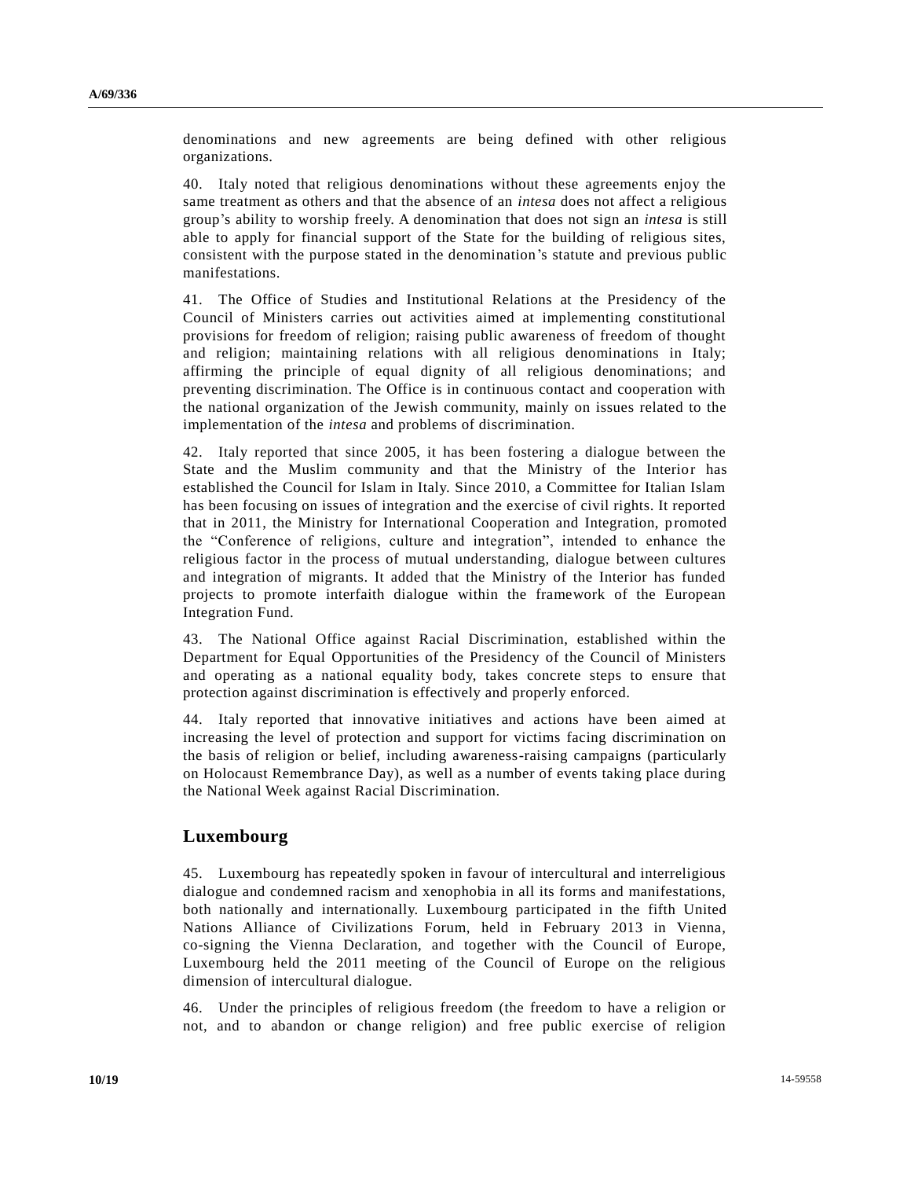denominations and new agreements are being defined with other religious organizations.

40. Italy noted that religious denominations without these agreements enjoy the same treatment as others and that the absence of an *intesa* does not affect a religious group's ability to worship freely. A denomination that does not sign an *intesa* is still able to apply for financial support of the State for the building of religious sites, consistent with the purpose stated in the denomination's statute and previous public manifestations.

41. The Office of Studies and Institutional Relations at the Presidency of the Council of Ministers carries out activities aimed at implementing constitutional provisions for freedom of religion; raising public awareness of freedom of thought and religion; maintaining relations with all religious denominations in Italy; affirming the principle of equal dignity of all religious denominations; and preventing discrimination. The Office is in continuous contact and cooperation with the national organization of the Jewish community, mainly on issues related to the implementation of the *intesa* and problems of discrimination.

42. Italy reported that since 2005, it has been fostering a dialogue between the State and the Muslim community and that the Ministry of the Interior has established the Council for Islam in Italy. Since 2010, a Committee for Italian Islam has been focusing on issues of integration and the exercise of civil rights. It reported that in 2011, the Ministry for International Cooperation and Integration, promoted the "Conference of religions, culture and integration", intended to enhance the religious factor in the process of mutual understanding, dialogue between cultures and integration of migrants. It added that the Ministry of the Interior has funded projects to promote interfaith dialogue within the framework of the European Integration Fund.

43. The National Office against Racial Discrimination, established within the Department for Equal Opportunities of the Presidency of the Council of Ministers and operating as a national equality body, takes concrete steps to ensure that protection against discrimination is effectively and properly enforced.

44. Italy reported that innovative initiatives and actions have been aimed at increasing the level of protection and support for victims facing discrimination on the basis of religion or belief, including awareness-raising campaigns (particularly on Holocaust Remembrance Day), as well as a number of events taking place during the National Week against Racial Discrimination.

## Luxembourg

45. Luxembourg has repeatedly spoken in favour of intercultural and interreligious dialogue and condemned racism and xenophobia in all its forms and manifestations, both nationally and internationally. Luxembourg participated in the fifth United Nations Alliance of Civilizations Forum, held in February 2013 in Vienna, co-signing the Vienna Declaration, and together with the Council of Europe, Luxembourg held the 2011 meeting of the Council of Europe on the religious dimension of intercultural dialogue.

46. Under the principles of religious freedom (the freedom to have a religion or not, and to abandon or change religion) and free public exercise of religion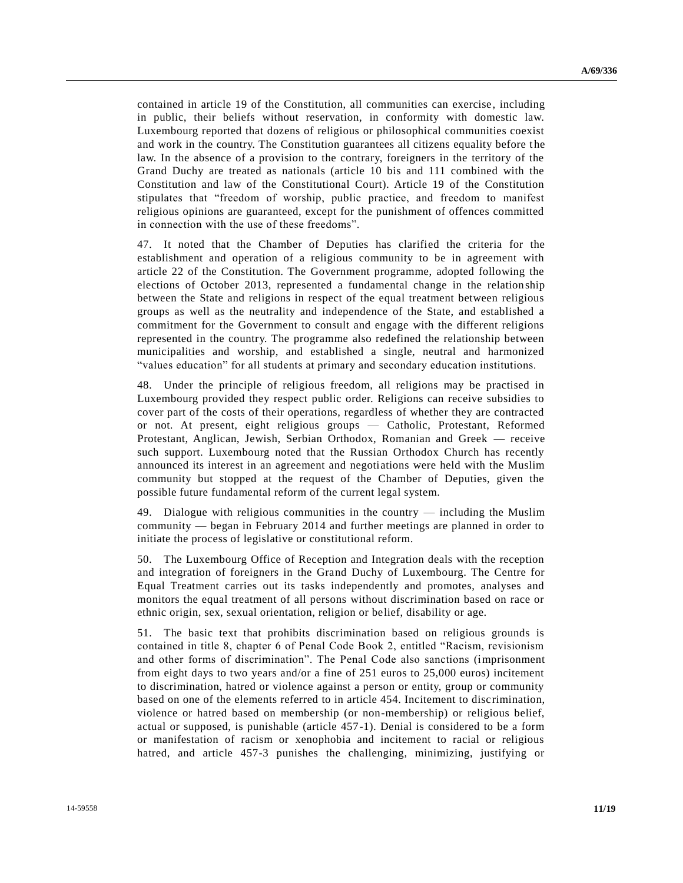contained in article 19 of the Constitution, all communities can exercise, including in public, their beliefs without reservation, in conformity with domestic law. Luxembourg reported that dozens of religious or philosophical communities coexist and work in the country. The Constitution guarantees all citizens equality before the law. In the absence of a provision to the contrary, foreigners in the territory of the Grand Duchy are treated as nationals (article 10 bis and 111 combined with the Constitution and law of the Constitutional Court). Article 19 of the Constitution stipulates that "freedom of worship, public practice, and freedom to manifest religious opinions are guaranteed, except for the punishment of offences committed in connection with the use of these freedoms".

47. It noted that the Chamber of Deputies has clarified the criteria for the establishment and operation of a religious community to be in agreement with article 22 of the Constitution. The Government programme, adopted following the elections of October 2013, represented a fundamental change in the relationship between the State and religions in respect of the equal treatment between religious groups as well as the neutrality and independence of the State, and established a commitment for the Government to consult and engage with the different religions represented in the country. The programme also redefined the relationship between municipalities and worship, and established a single, neutral and harmonized "values education" for all students at primary and secondary education institutions.

48. Under the principle of religious freedom, all religions may be practised in Luxembourg provided they respect public order. Religions can receive subsidies to cover part of the costs of their operations, regardless of whether they are contracted or not. At present, eight religious groups — Catholic, Protestant, Reformed Protestant, Anglican, Jewish, Serbian Orthodox, Romanian and Greek — receive such support. Luxembourg noted that the Russian Orthodox Church has recently announced its interest in an agreement and negotiations were held with the Muslim community but stopped at the request of the Chamber of Deputies, given the possible future fundamental reform of the current legal system.

49. Dialogue with religious communities in the country — including the Muslim community — began in February 2014 and further meetings are planned in order to initiate the process of legislative or constitutional reform.

50. The Luxembourg Office of Reception and Integration deals with the reception and integration of foreigners in the Grand Duchy of Luxembourg. The Centre for Equal Treatment carries out its tasks independently and promotes, analyses and monitors the equal treatment of all persons without discrimination based on race or ethnic origin, sex, sexual orientation, religion or belief, disability or age.

51. The basic text that prohibits discrimination based on religious grounds is contained in title 8, chapter 6 of Penal Code Book 2, entitled "Racism, revisionism and other forms of discrimination". The Penal Code also sanctions (imprisonment from eight days to two years and/or a fine of 251 euros to 25,000 euros) incitement to discrimination, hatred or violence against a person or entity, group or community based on one of the elements referred to in article 454. Incitement to discrimination, violence or hatred based on membership (or non-membership) or religious belief, actual or supposed, is punishable (article 457-1). Denial is considered to be a form or manifestation of racism or xenophobia and incitement to racial or religious hatred, and article 457-3 punishes the challenging, minimizing, justifying or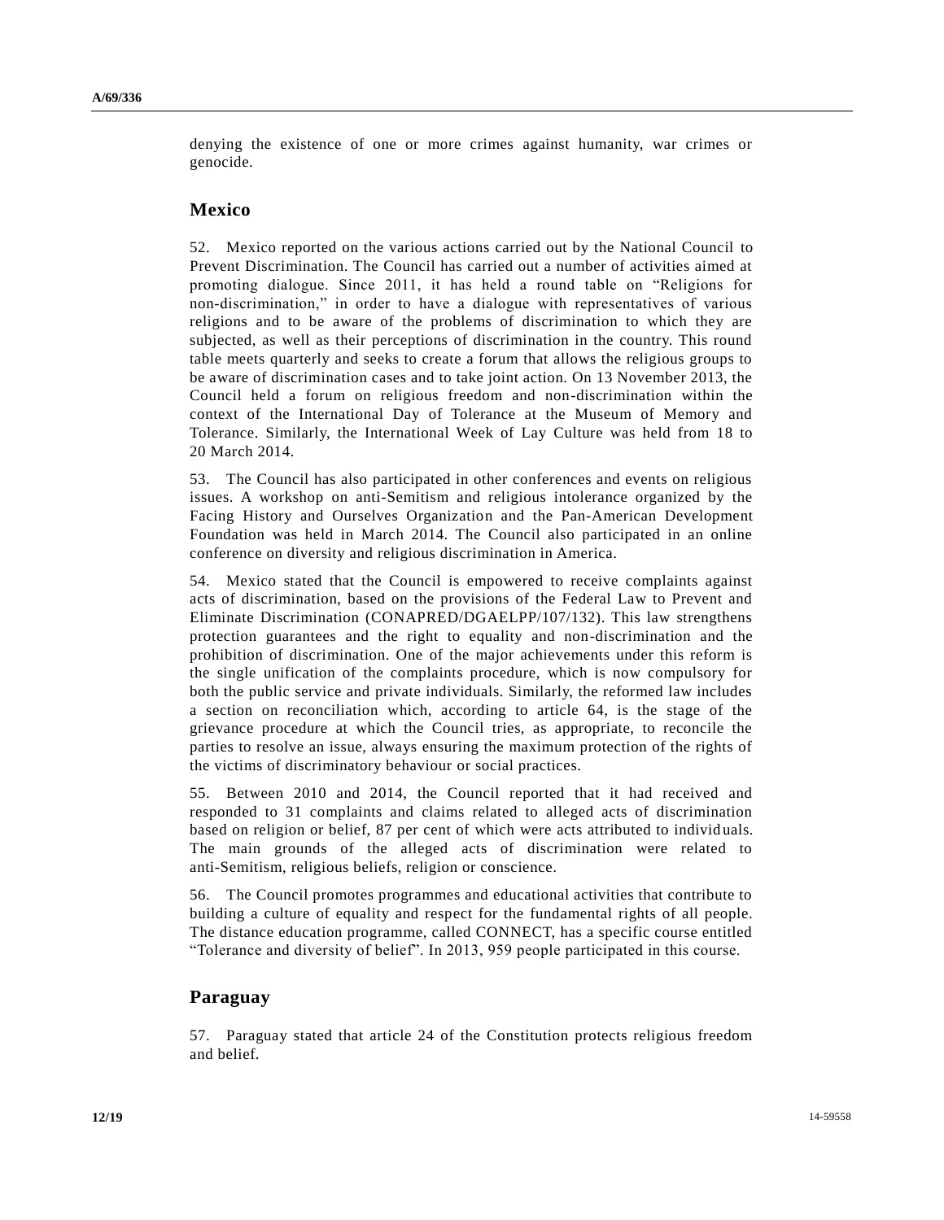denying the existence of one or more crimes against humanity, war crimes or genocide.

## Mexico

52. Mexico reported on the various actions carried out by the National Council to Prevent Discrimination. The Council has carried out a number of activities aimed at promoting dialogue. Since 2011, it has held a round table on "Religions for non-discrimination," in order to have a dialogue with representatives of various religions and to be aware of the problems of discrimination to which they are subjected, as well as their perceptions of discrimination in the country. This round table meets quarterly and seeks to create a forum that allows the religious groups to be aware of discrimination cases and to take joint action. On 13 November 2013, the Council held a forum on religious freedom and non-discrimination within the context of the International Day of Tolerance at the Museum of Memory and Tolerance. Similarly, the International Week of Lay Culture was held from 18 to 20 March 2014.

53. The Council has also participated in other conferences and events on religious issues. A workshop on anti-Semitism and religious intolerance organized by the Facing History and Ourselves Organization and the Pan-American Development Foundation was held in March 2014. The Council also participated in an online conference on diversity and religious discrimination in America.

54. Mexico stated that the Council is empowered to receive complaints against acts of discrimination, based on the provisions of the Federal Law to Prevent and Eliminate Discrimination (CONAPRED/DGAELPP/107/132). This law strengthens protection guarantees and the right to equality and non-discrimination and the prohibition of discrimination. One of the major achievements under this reform is the single unification of the complaints procedure, which is now compulsory for both the public service and private individuals. Similarly, the reformed law includes a section on reconciliation which, according to article 64, is the stage of the grievance procedure at which the Council tries, as appropriate, to reconcile the parties to resolve an issue, always ensuring the maximum protection of the rights of the victims of discriminatory behaviour or social practices.

55. Between 2010 and 2014, the Council reported that it had received and responded to 31 complaints and claims related to alleged acts of discrimination based on religion or belief, 87 per cent of which were acts attributed to individuals. The main grounds of the alleged acts of discrimination were related to anti-Semitism, religious beliefs, religion or conscience.

56. The Council promotes programmes and educational activities that contribute to building a culture of equality and respect for the fundamental rights of all people. The distance education programme, called CONNECT, has a specific course entitled "Tolerance and diversity of belief". In 2013, 959 people participated in this course.

## Paraguay

57. Paraguay stated that article 24 of the Constitution protects religious freedom and belief.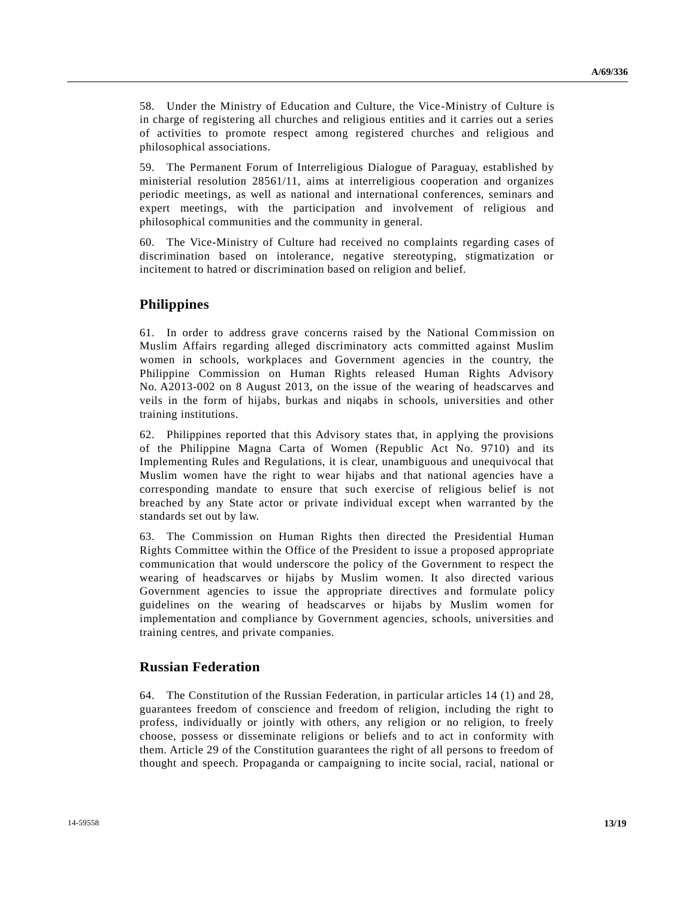58. Under the Ministry of Education and Culture, the Vice-Ministry of Culture is in charge of registering all churches and religious entities and it carries out a series of activities to promote respect among registered churches and religious and philosophical associations.

59. The Permanent Forum of Interreligious Dialogue of Paraguay, established by ministerial resolution 28561/11, aims at interreligious cooperation and organizes periodic meetings, as well as national and international conferences, seminars and expert meetings, with the participation and involvement of religious and philosophical communities and the community in general.

60. The Vice-Ministry of Culture had received no complaints regarding cases of discrimination based on intolerance, negative stereotyping, stigmatization or incitement to hatred or discrimination based on religion and belief.

## Philippines

61. In order to address grave concerns raised by the National Commission on Muslim Affairs regarding alleged discriminatory acts committed against Muslim women in schools, workplaces and Government agencies in the country, the Philippine Commission on Human Rights released Human Rights Advisory No. A2013-002 on 8 August 2013, on the issue of the wearing of headscarves and veils in the form of hijabs, burkas and niqabs in schools, universities and other training institutions.

62. Philippines reported that this Advisory states that, in applying the provisions of the Philippine Magna Carta of Women (Republic Act No. 9710) and its Implementing Rules and Regulations, it is clear, unambiguous and unequivocal that Muslim women have the right to wear hijabs and that national agencies have a corresponding mandate to ensure that such exercise of religious belief is not breached by any State actor or private individual except when warranted by the standards set out by law.

63. The Commission on Human Rights then directed the Presidential Human Rights Committee within the Office of the President to issue a proposed appropriate communication that would underscore the policy of the Government to respect the wearing of headscarves or hijabs by Muslim women. It also directed various Government agencies to issue the appropriate directives and formulate policy guidelines on the wearing of headscarves or hijabs by Muslim women for implementation and compliance by Government agencies, schools, universities and training centres, and private companies.

## Russian Federation

64. The Constitution of the Russian Federation, in particular articles 14 (1) and 28, guarantees freedom of conscience and freedom of religion, including the right to profess, individually or jointly with others, any religion or no religion, to freely choose, possess or disseminate religions or beliefs and to act in conformity with them. Article 29 of the Constitution guarantees the right of all persons to freedom of thought and speech. Propaganda or campaigning to incite social, racial, national or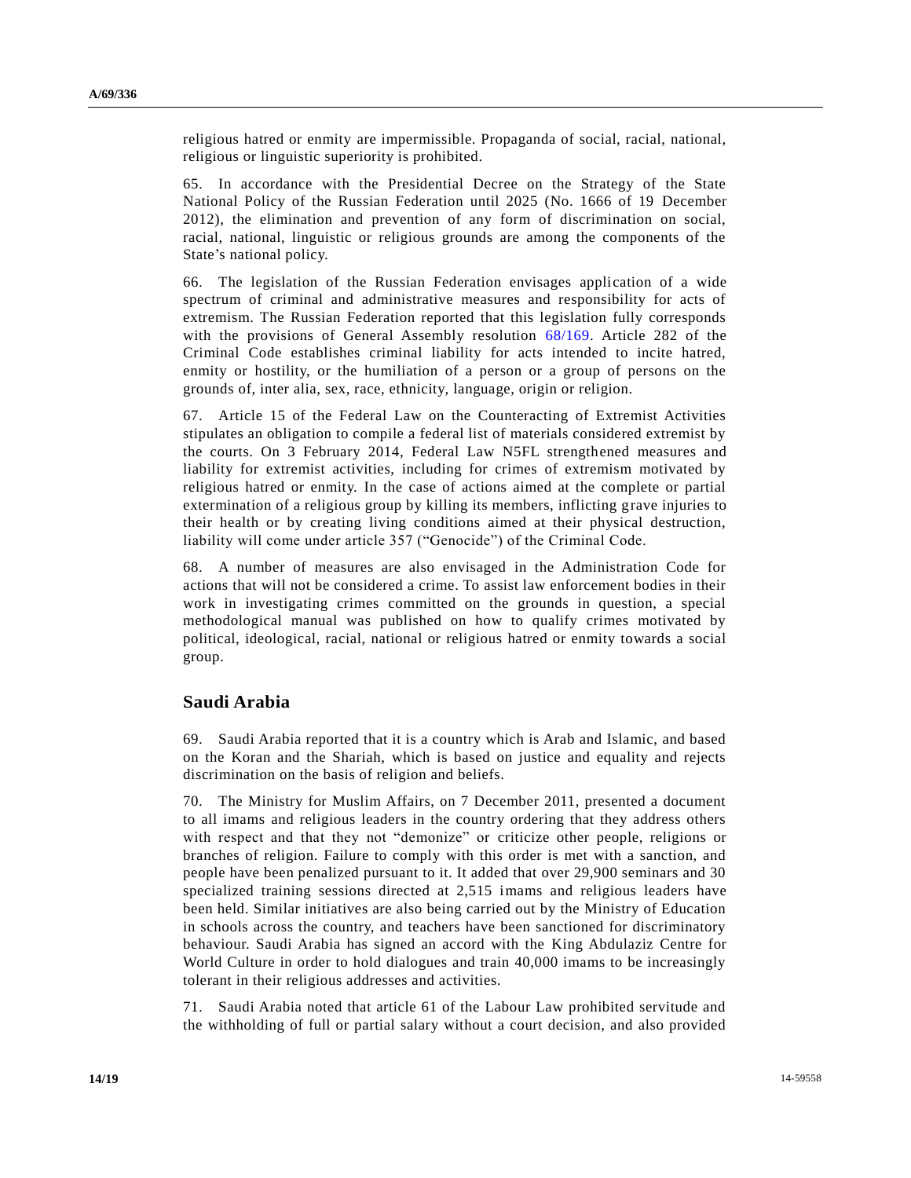religious hatred or enmity are impermissible. Propaganda of social, racial, national, religious or linguistic superiority is prohibited.

65. In accordance with the Presidential Decree on the Strategy of the State National Policy of the Russian Federation until 2025 (No. 1666 of 19 December 2012), the elimination and prevention of any form of discrimination on social, racial, national, linguistic or religious grounds are among the components of the State's national policy.

66. The legislation of the Russian Federation envisages application of a wide spectrum of criminal and administrative measures and responsibility for acts of extremism. The Russian Federation reported that this legislation fully corresponds with the provisions of General Assembly resolution 68/169. Article 282 of the Criminal Code establishes criminal liability for acts intended to incite hatred, enmity or hostility, or the humiliation of a person or a group of persons on the grounds of, inter alia, sex, race, ethnicity, language, origin or religion.

67. Article 15 of the Federal Law on the Counteracting of Extremist Activities stipulates an obligation to compile a federal list of materials considered extremist by the courts. On 3 February 2014, Federal Law N5FL strengthened measures and liability for extremist activities, including for crimes of extremism motivated by religious hatred or enmity. In the case of actions aimed at the complete or partial extermination of a religious group by killing its members, inflicting grave injuries to their health or by creating living conditions aimed at their physical destruction, liability will come under article 357 ("Genocide") of the Criminal Code.

68. A number of measures are also envisaged in the Administration Code for actions that will not be considered a crime. To assist law enforcement bodies in their work in investigating crimes committed on the grounds in question, a special methodological manual was published on how to qualify crimes motivated by political, ideological, racial, national or religious hatred or enmity towards a social group.

## Saudi Arabia

69. Saudi Arabia reported that it is a country which is Arab and Islamic, and based on the Koran and the Shariah, which is based on justice and equality and rejects discrimination on the basis of religion and beliefs.

70. The Ministry for Muslim Affairs, on 7 December 2011, presented a document to all imams and religious leaders in the country ordering that they address others with respect and that they not "demonize" or criticize other people, religions or branches of religion. Failure to comply with this order is met with a sanction, and people have been penalized pursuant to it. It added that over 29,900 seminars and 30 specialized training sessions directed at 2,515 imams and religious leaders have been held. Similar initiatives are also being carried out by the Ministry of Education in schools across the country, and teachers have been sanctioned for discriminatory behaviour. Saudi Arabia has signed an accord with the King Abdulaziz Centre for World Culture in order to hold dialogues and train 40,000 imams to be increasingly tolerant in their religious addresses and activities.

71. Saudi Arabia noted that article 61 of the Labour Law prohibited servitude and the withholding of full or partial salary without a court decision, and also provided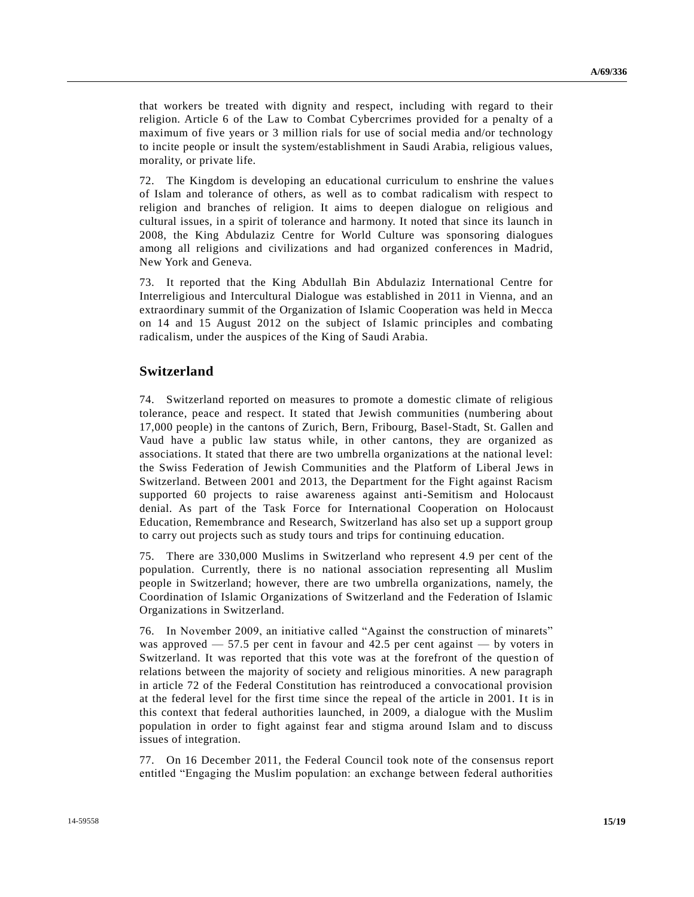that workers be treated with dignity and respect, including with regard to their religion. Article 6 of the Law to Combat Cybercrimes provided for a penalty of a maximum of five years or 3 million rials for use of social media and/or technology to incite people or insult the system/establishment in Saudi Arabia, religious values, morality, or private life.

72. The Kingdom is developing an educational curriculum to enshrine the values of Islam and tolerance of others, as well as to combat radicalism with respect to religion and branches of religion. It aims to deepen dialogue on religious and cultural issues, in a spirit of tolerance and harmony. It noted that since its launch in 2008, the King Abdulaziz Centre for World Culture was sponsoring dialogues among all religions and civilizations and had organized conferences in Madrid, New York and Geneva.

73. It reported that the King Abdullah Bin Abdulaziz International Centre for Interreligious and Intercultural Dialogue was established in 2011 in Vienna, and an extraordinary summit of the Organization of Islamic Cooperation was held in Mecca on 14 and 15 August 2012 on the subject of Islamic principles and combating radicalism, under the auspices of the King of Saudi Arabia.

## Switzerland

74. Switzerland reported on measures to promote a domestic climate of religious tolerance, peace and respect. It stated that Jewish communities (numbering about 17,000 people) in the cantons of Zurich, Bern, Fribourg, Basel-Stadt, St. Gallen and Vaud have a public law status while, in other cantons, they are organized as associations. It stated that there are two umbrella organizations at the national level: the Swiss Federation of Jewish Communities and the Platform of Liberal Jews in Switzerland. Between 2001 and 2013, the Department for the Fight against Racism supported 60 projects to raise awareness against anti-Semitism and Holocaust denial. As part of the Task Force for International Cooperation on Holocaust Education, Remembrance and Research, Switzerland has also set up a support group to carry out projects such as study tours and trips for continuing education.

75. There are 330,000 Muslims in Switzerland who represent 4.9 per cent of the population. Currently, there is no national association representing all Muslim people in Switzerland; however, there are two umbrella organizations, namely, the Coordination of Islamic Organizations of Switzerland and the Federation of Islamic Organizations in Switzerland.

76. In November 2009, an initiative called "Against the construction of minarets" was approved — 57.5 per cent in favour and 42.5 per cent against — by voters in Switzerland. It was reported that this vote was at the forefront of the question of relations between the majority of society and religious minorities. A new paragraph in article 72 of the Federal Constitution has reintroduced a convocational provision at the federal level for the first time since the repeal of the article in 2001. It is in this context that federal authorities launched, in 2009, a dialogue with the Muslim population in order to fight against fear and stigma around Islam and to discuss issues of integration.

77. On 16 December 2011, the Federal Council took note of the consensus report entitled "Engaging the Muslim population: an exchange between federal authorities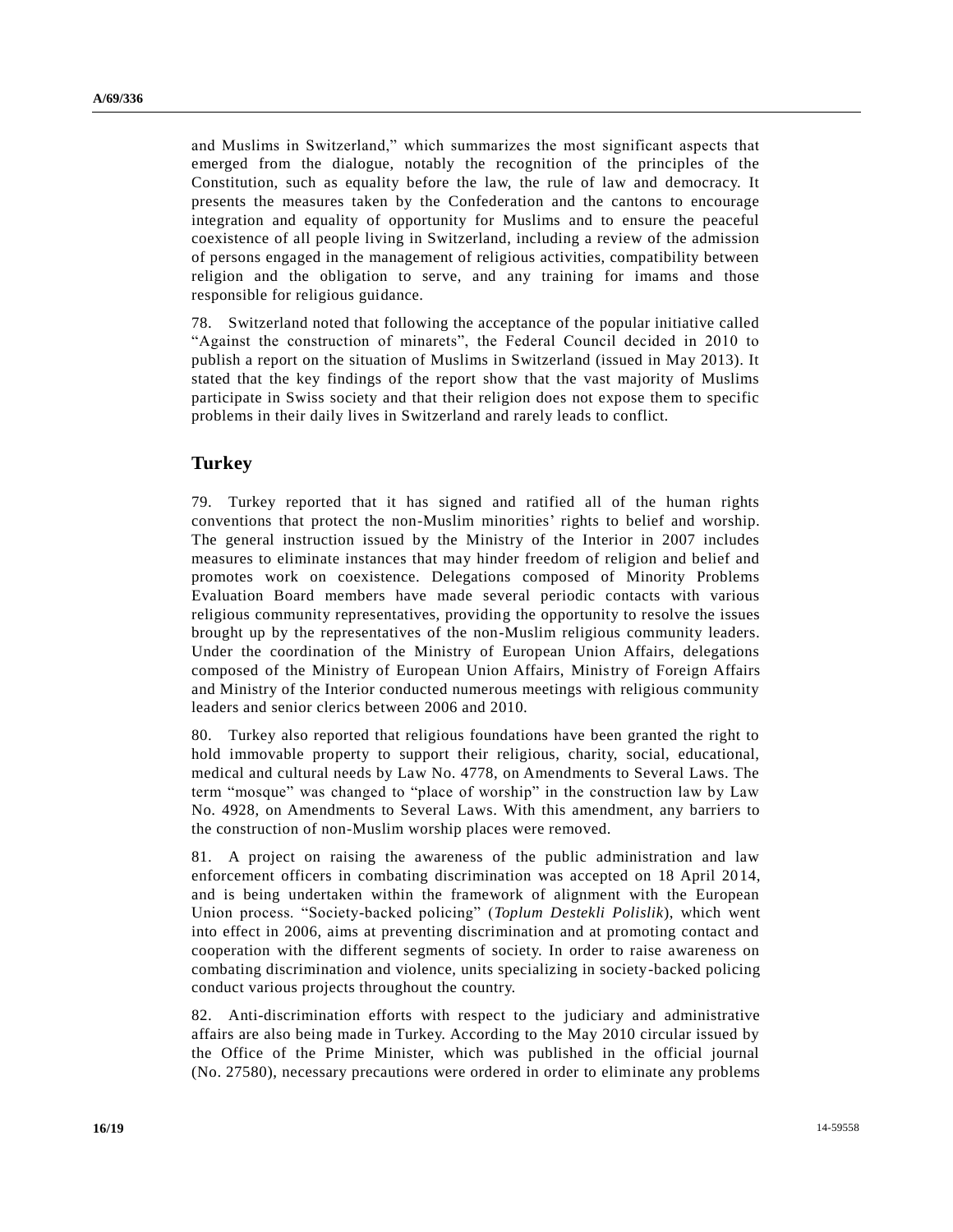and Muslims in Switzerland," which summarizes the most significant aspects that emerged from the dialogue, notably the recognition of the principles of the Constitution, such as equality before the law, the rule of law and democracy. It presents the measures taken by the Confederation and the cantons to encourage integration and equality of opportunity for Muslims and to ensure the peaceful coexistence of all people living in Switzerland, including a review of the admission of persons engaged in the management of religious activities, compatibility between religion and the obligation to serve, and any training for imams and those responsible for religious guidance.

78. Switzerland noted that following the acceptance of the popular initiative called "Against the construction of minarets", the Federal Council decided in 2010 to publish a report on the situation of Muslims in Switzerland (issued in May 2013). It stated that the key findings of the report show that the vast majority of Muslims participate in Swiss society and that their religion does not expose them to specific problems in their daily lives in Switzerland and rarely leads to conflict.

## Turkey

79. Turkey reported that it has signed and ratified all of the human rights conventions that protect the non-Muslim minorities' rights to belief and worship. The general instruction issued by the Ministry of the Interior in 2007 includes measures to eliminate instances that may hinder freedom of religion and belief and promotes work on coexistence. Delegations composed of Minority Problems Evaluation Board members have made several periodic contacts with various religious community representatives, providing the opportunity to resolve the issues brought up by the representatives of the non-Muslim religious community leaders. Under the coordination of the Ministry of European Union Affairs, delegations composed of the Ministry of European Union Affairs, Ministry of Foreign Affairs and Ministry of the Interior conducted numerous meetings with religious community leaders and senior clerics between 2006 and 2010.

80. Turkey also reported that religious foundations have been granted the right to hold immovable property to support their religious, charity, social, educational, medical and cultural needs by Law No. 4778, on Amendments to Several Laws. The term "mosque" was changed to "place of worship" in the construction law by Law No. 4928, on Amendments to Several Laws. With this amendment, any barriers to the construction of non-Muslim worship places were removed.

81. A project on raising the awareness of the public administration and law enforcement officers in combating discrimination was accepted on 18 April 2014, and is being undertaken within the framework of alignment with the European Union process. "Society-backed policing" (*Toplum Destekli Polislik*), which went into effect in 2006, aims at preventing discrimination and at promoting contact and cooperation with the different segments of society. In order to raise awareness on combating discrimination and violence, units specializing in society-backed policing conduct various projects throughout the country.

82. Anti-discrimination efforts with respect to the judiciary and administrative affairs are also being made in Turkey. According to the May 2010 circular issued by the Office of the Prime Minister, which was published in the official journal (No. 27580), necessary precautions were ordered in order to eliminate any problems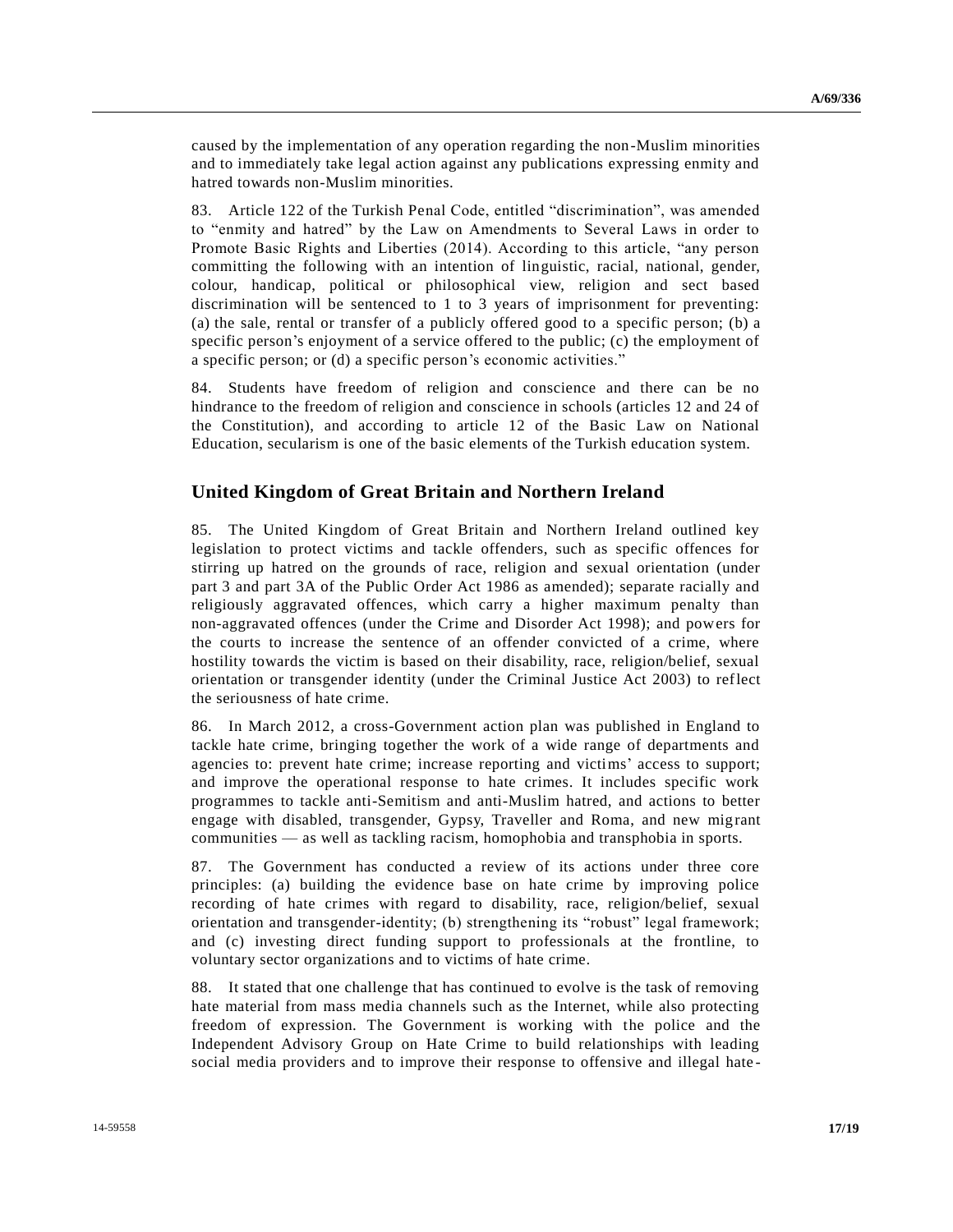caused by the implementation of any operation regarding the non-Muslim minorities and to immediately take legal action against any publications expressing enmity and hatred towards non-Muslim minorities.

83. Article 122 of the Turkish Penal Code, entitled "discrimination", was amended to "enmity and hatred" by the Law on Amendments to Several Laws in order to Promote Basic Rights and Liberties (2014). According to this article, "any person committing the following with an intention of linguistic, racial, national, gender, colour, handicap, political or philosophical view, religion and sect based discrimination will be sentenced to 1 to 3 years of imprisonment for preventing: (a) the sale, rental or transfer of a publicly offered good to a specific person; (b) a specific person's enjoyment of a service offered to the public; (c) the employment of a specific person; or (d) a specific person's economic activities."

84. Students have freedom of religion and conscience and there can be no hindrance to the freedom of religion and conscience in schools (articles 12 and 24 of the Constitution), and according to article 12 of the Basic Law on National Education, secularism is one of the basic elements of the Turkish education system.

## United Kingdom of Great Britain and Northern Ireland

85. The United Kingdom of Great Britain and Northern Ireland outlined key legislation to protect victims and tackle offenders, such as specific offences for stirring up hatred on the grounds of race, religion and sexual orientation (under part 3 and part 3A of the Public Order Act 1986 as amended); separate racially and religiously aggravated offences, which carry a higher maximum penalty than non-aggravated offences (under the Crime and Disorder Act 1998); and powers for the courts to increase the sentence of an offender convicted of a crime, where hostility towards the victim is based on their disability, race, religion/belief, sexual orientation or transgender identity (under the Criminal Justice Act 2003) to reflect the seriousness of hate crime.

86. In March 2012, a cross-Government action plan was published in England to tackle hate crime, bringing together the work of a wide range of departments and agencies to: prevent hate crime; increase reporting and victims' access to support; and improve the operational response to hate crimes. It includes specific work programmes to tackle anti-Semitism and anti-Muslim hatred, and actions to better engage with disabled, transgender, Gypsy, Traveller and Roma, and new migrant communities — as well as tackling racism, homophobia and transphobia in sports.

87. The Government has conducted a review of its actions under three core principles: (a) building the evidence base on hate crime by improving police recording of hate crimes with regard to disability, race, religion/belief, sexual orientation and transgender-identity; (b) strengthening its "robust" legal framework; and (c) investing direct funding support to professionals at the frontline, to voluntary sector organizations and to victims of hate crime.

88. It stated that one challenge that has continued to evolve is the task of removing hate material from mass media channels such as the Internet, while also protecting freedom of expression. The Government is working with the police and the Independent Advisory Group on Hate Crime to build relationships with leading social media providers and to improve their response to offensive and illegal hate-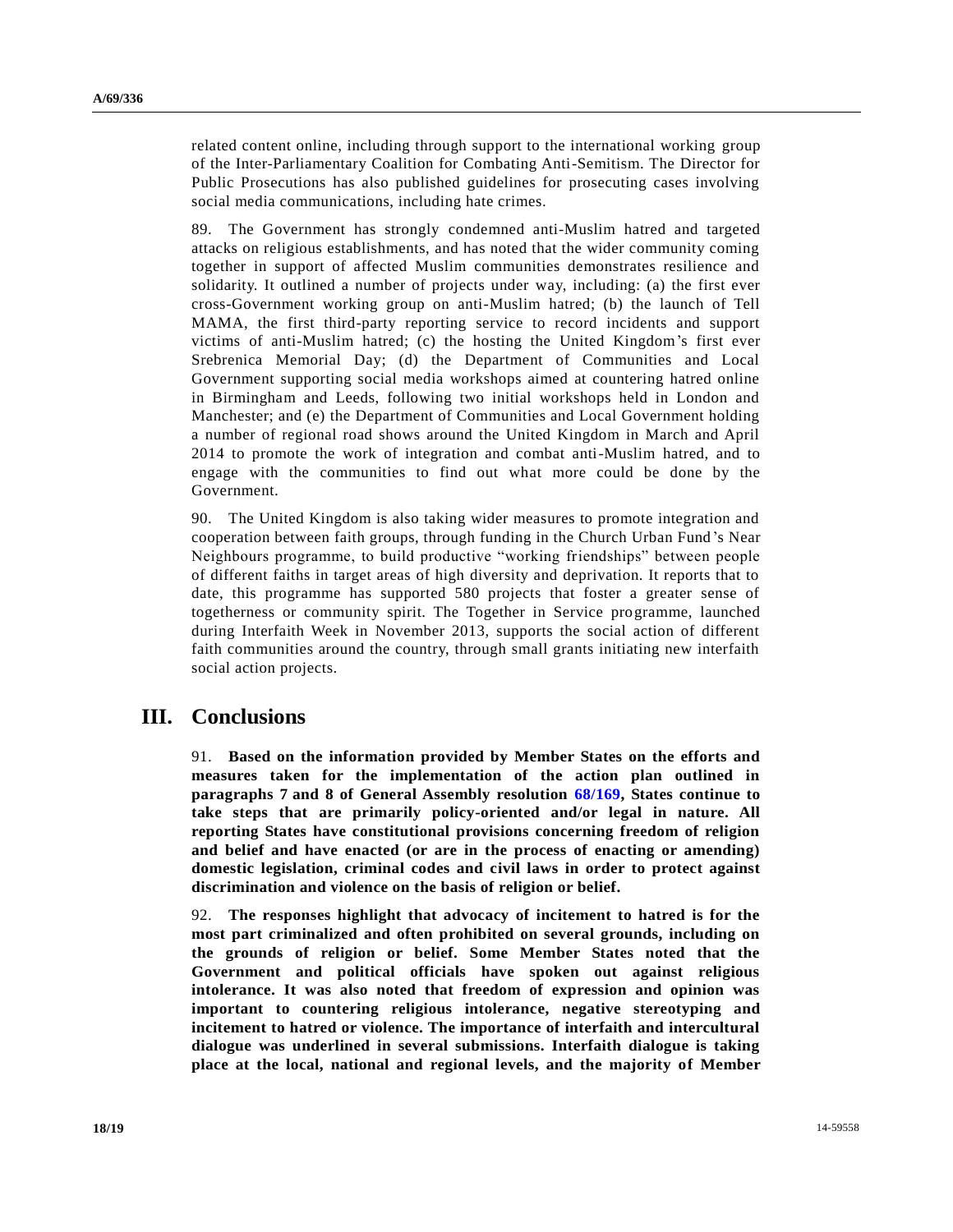related content online, including through support to the international working group of the Inter-Parliamentary Coalition for Combating Anti-Semitism. The Director for Public Prosecutions has also published guidelines for prosecuting cases involving social media communications, including hate crimes.

89. The Government has strongly condemned anti-Muslim hatred and targeted attacks on religious establishments, and has noted that the wider community coming together in support of affected Muslim communities demonstrates resilience and solidarity. It outlined a number of projects under way, including: (a) the first ever cross-Government working group on anti-Muslim hatred; (b) the launch of Tell MAMA, the first third-party reporting service to record incidents and support victims of anti-Muslim hatred; (c) the hosting the United Kingdom's first ever Srebrenica Memorial Day; (d) the Department of Communities and Local Government supporting social media workshops aimed at countering hatred online in Birmingham and Leeds, following two initial workshops held in London and Manchester; and (e) the Department of Communities and Local Government holding a number of regional road shows around the United Kingdom in March and April 2014 to promote the work of integration and combat anti-Muslim hatred, and to engage with the communities to find out what more could be done by the Government.

90. The United Kingdom is also taking wider measures to promote integration and cooperation between faith groups, through funding in the Church Urban Fund's Near Neighbours programme, to build productive "working friendships" between people of different faiths in target areas of high diversity and deprivation. It reports that to date, this programme has supported 580 projects that foster a greater sense of togetherness or community spirit. The Together in Service programme, launched during Interfaith Week in November 2013, supports the social action of different faith communities around the country, through small grants initiating new interfaith social action projects.

# III. Conclusions

91. **Based on the information provided by Member States on the efforts and measures taken for the implementation of the action plan outlined in paragraphs 7 and 8 of General Assembly resolution 68/169, States continue to take steps that are primarily policy-oriented and/or legal in nature. All reporting States have constitutional provisions concerning freedom of religion and belief and have enacted (or are in the process of enacting or amending) domestic legislation, criminal codes and civil laws in order to protect against discrimination and violence on the basis of religion or belief.**

92. **The responses highlight that advocacy of incitement to hatred is for the most part criminalized and often prohibited on several grounds, including on the grounds of religion or belief. Some Member States noted that the Government and political officials have spoken out against religious intolerance. It was also noted that freedom of expression and opinion was important to countering religious intolerance, negative stereotyping and incitement to hatred or violence. The importance of interfaith and intercultural dialogue was underlined in several submissions. Interfaith dialogue is taking place at the local, national and regional levels, and the majority of Member**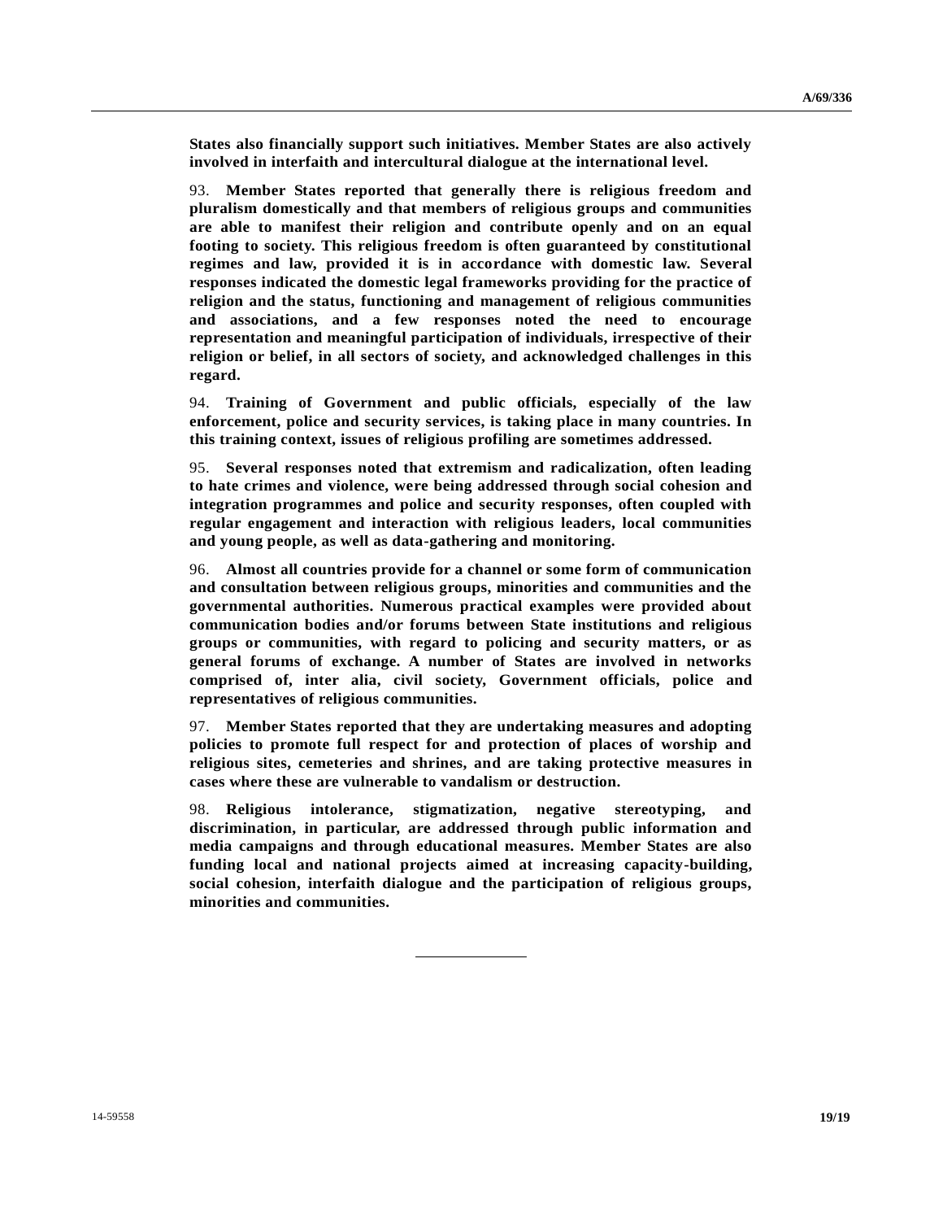**States also financially support such initiatives. Member States are also actively involved in interfaith and intercultural dialogue at the international level.**

93. **Member States reported that generally there is religious freedom and pluralism domestically and that members of religious groups and communities are able to manifest their religion and contribute openly and on an equal footing to society. This religious freedom is often guaranteed by constitutional regimes and law, provided it is in accordance with domestic law. Several responses indicated the domestic legal frameworks providing for the practice of religion and the status, functioning and management of religious communities and associations, and a few responses noted the need to encourage representation and meaningful participation of individuals, irrespective of their religion or belief, in all sectors of society, and acknowledged challenges in this regard.**

94. **Training of Government and public officials, especially of the law enforcement, police and security services, is taking place in many countries. In this training context, issues of religious profiling are sometimes addressed.**

95. **Several responses noted that extremism and radicalization, often leading to hate crimes and violence, were being addressed through social cohesion and integration programmes and police and security responses, often coupled with regular engagement and interaction with religious leaders, local communities and young people, as well as data-gathering and monitoring.**

96. **Almost all countries provide for a channel or some form of communication and consultation between religious groups, minorities and communities and the governmental authorities. Numerous practical examples were provided about communication bodies and/or forums between State institutions and religious groups or communities, with regard to policing and security matters, or as general forums of exchange. A number of States are involved in networks comprised of, inter alia, civil society, Government officials, police and representatives of religious communities.**

97. **Member States reported that they are undertaking measures and adopting policies to promote full respect for and protection of places of worship and religious sites, cemeteries and shrines, and are taking protective measures in cases where these are vulnerable to vandalism or destruction.**

98. **Religious intolerance, stigmatization, negative stereotyping, and discrimination, in particular, are addressed through public information and media campaigns and through educational measures. Member States are also funding local and national projects aimed at increasing capacity-building, social cohesion, interfaith dialogue and the participation of religious groups, minorities and communities.**